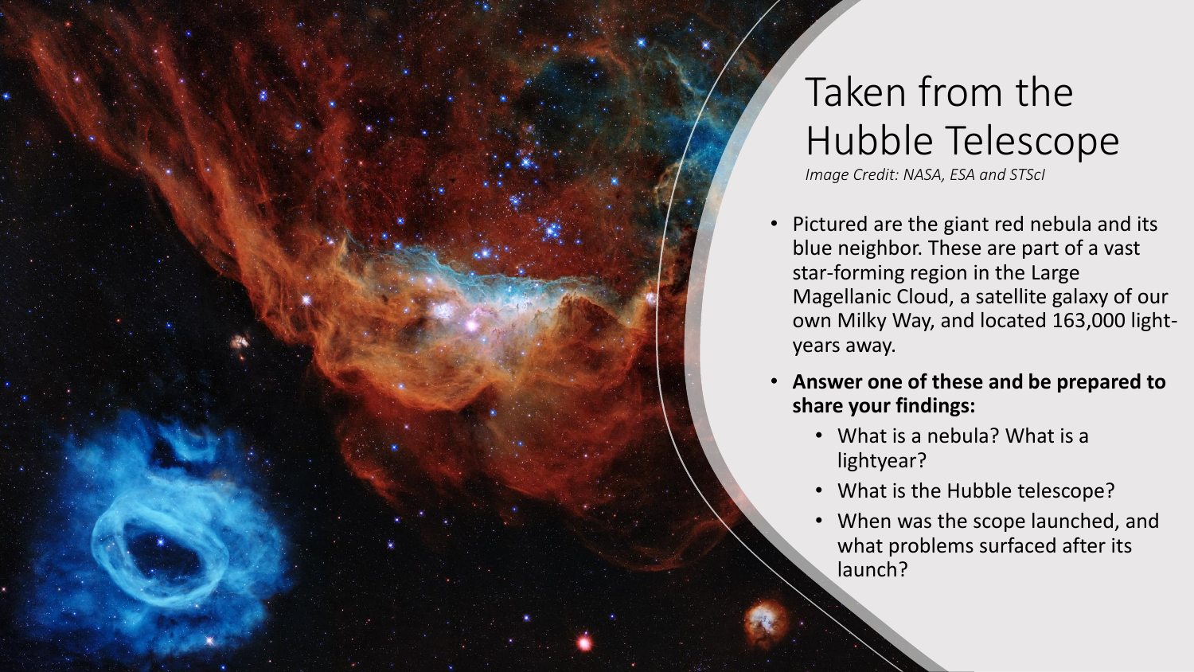# Taken from the Hubble Telescope

*Image Credit: NASA, ESA and STScI*

- Pictured are the giant red nebula and its blue neighbor. These are part of a vast star-forming region in the Large Magellanic Cloud, a satellite galaxy of our own Milky Way, and located 163,000 light-years away.
- **Answer one of these and be prepared to share your findings:**
  - What is a nebula? What is a lightyear?
  - What is the Hubble telescope?
  - When was the scope launched, and what problems surfaced after its launch?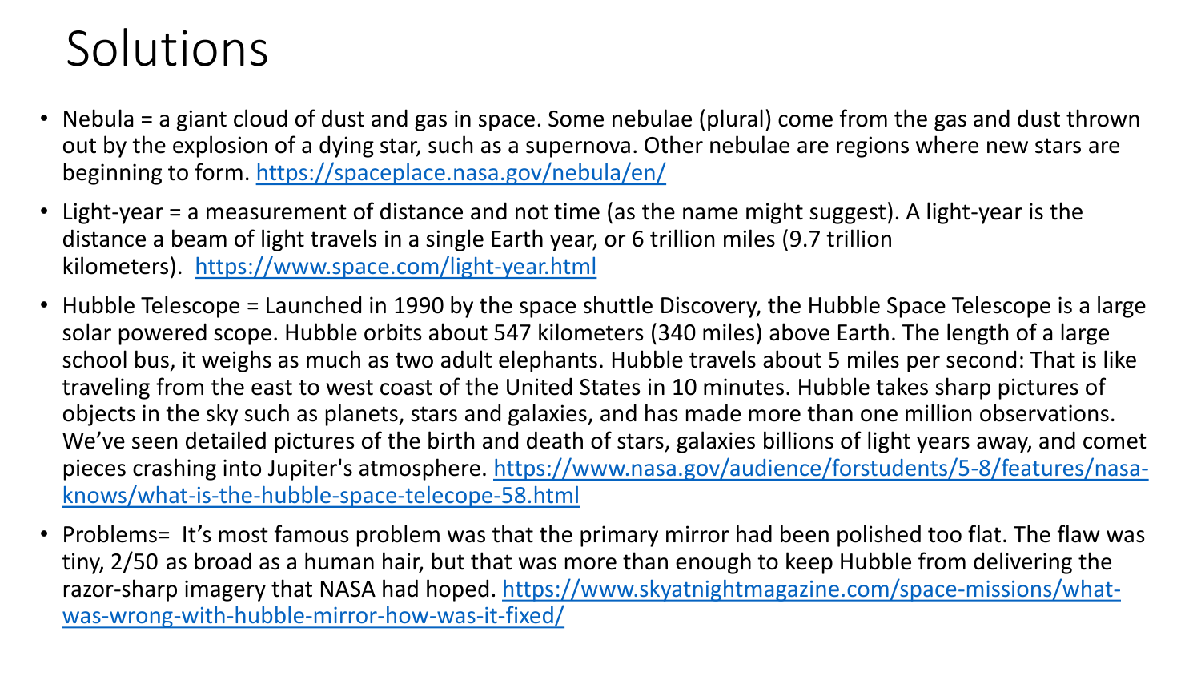# Solutions

- Nebula = a giant cloud of dust and gas in space. Some nebulae (plural) come from the gas and dust thrown out by the explosion of a dying star, such as a supernova. Other nebulae are regions where new stars are beginning to form. https://spaceplace.nasa.gov/nebula/en/
- Light-year = a measurement of distance and not time (as the name might suggest). A light-year is the distance a beam of light travels in a single Earth year, or 6 trillion miles (9.7 trillion kilometers). https://www.space.com/light-year.html
- Hubble Telescope = Launched in 1990 by the space shuttle Discovery, the Hubble Space Telescope is a large solar powered scope. Hubble orbits about 547 kilometers (340 miles) above Earth. The length of a large school bus, it weighs as much as two adult elephants. Hubble travels about 5 miles per second: That is like traveling from the east to west coast of the United States in 10 minutes. Hubble takes sharp pictures of objects in the sky such as planets, stars and galaxies, and has made more than one million observations. We've seen detailed pictures of the birth and death of stars, galaxies billions of light years away, and comet pieces crashing into Jupiter's atmosphere. https://www.nasa.gov/audience/forstudents/5-8/features/nasa-knows/what-is-the-hubble-space-telecope-58.html
- Problems= It's most famous problem was that the primary mirror had been polished too flat. The flaw was tiny, 2/50 as broad as a human hair, but that was more than enough to keep Hubble from delivering the razor-sharp imagery that NASA had hoped. https://www.skyatnightmagazine.com/space-missions/what-was-wrong-with-hubble-mirror-how-was-it-fixed/